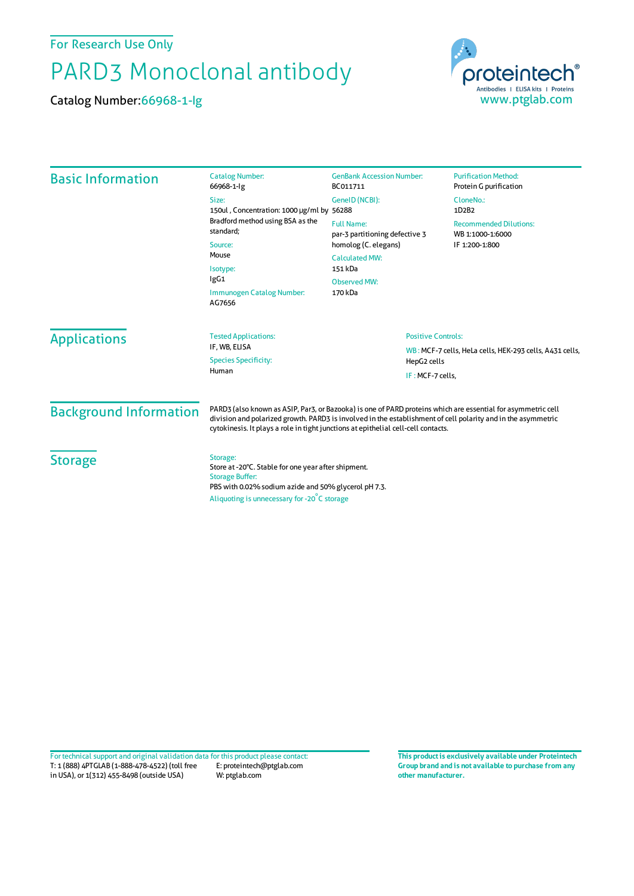For Research Use Only

# PARD3 Monoclonal antibody

**Catalog Number:** 66968-1-Ig

proteintech® Antibodies | ELISA kits | Proteins
www.ptglab.com

## Basic Information

**Catalog Number:**
66968-1-Ig

**Size:**
150ul , Concentration: 1000 μg/ml by Bradford method using BSA as the standard;

**Source:**
Mouse

**Isotype:**
IgG1

**Immunogen Catalog Number:**
AG7656

**GenBank Accession Number:**
BC011711

**GeneID (NCBI):**
56288

**Full Name:**
par-3 partitioning defective 3 homolog (C. elegans)

**Calculated MW:**
151 kDa

**Observed MW:**
170 kDa

**Purification Method:**
Protein G purification

**CloneNo.:**
1D2B2

**Recommended Dilutions:**
WB 1:1000-1:6000
IF 1:200-1:800

## Applications

**Tested Applications:**
IF, WB, ELISA

**Species Specificity:**
Human

**Positive Controls:**

WB : MCF-7 cells, HeLa cells, HEK-293 cells, A431 cells, HepG2 cells

IF : MCF-7 cells,

## Background Information

PARD3 (also known as ASIP, Par3, or Bazooka) is one of PARD proteins which are essential for asymmetric cell division and polarized growth. PARD3 is involved in the establishment of cell polarity and in the asymmetric cytokinesis. It plays a role in tight junctions at epithelial cell-cell contacts.

## Storage

**Storage:**
Store at -20°C. Stable for one year after shipment.

**Storage Buffer:**
PBS with 0.02% sodium azide and 50% glycerol pH 7.3.

Aliquoting is unnecessary for -20°C storage

For technical support and original validation data for this product please contact:
T: 1 (888) 4PTGLAB (1-888-478-4522) (toll free in USA), or 1(312) 455-8498 (outside USA)
E: proteintech@ptglab.com
W: ptglab.com

**This product is exclusively available under Proteintech Group brand and is not available to purchase from any other manufacturer.**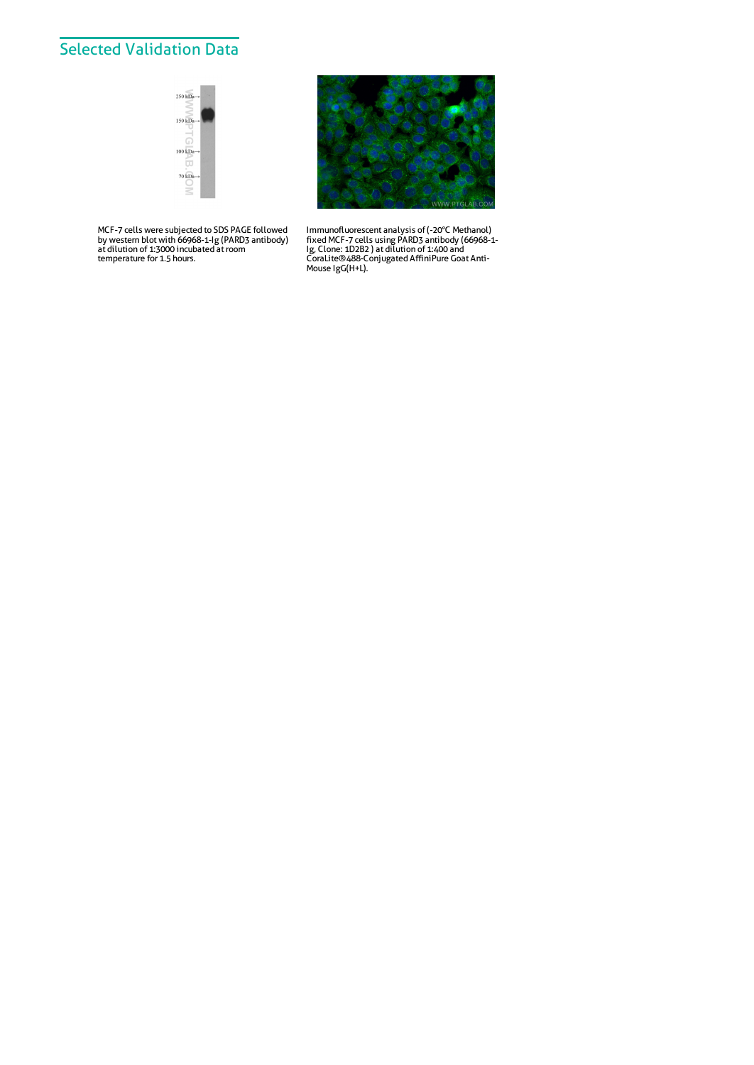## Selected Validation Data

250 kDa→
150 kDa→
100 kDa→
70 kDa→
WWW.PTGLAB.COM

MCF-7 cells were subjected to SDS PAGE followed by western blot with 66968-1-Ig (PARD3 antibody) at dilution of 1:3000 incubated at room temperature for 1.5 hours.

WWW.PTGLAB.COM

Immunofluorescent analysis of (-20°C Methanol) fixed MCF-7 cells using PARD3 antibody (66968-1-Ig, Clone: 1D2B2 ) at dilution of 1:400 and CoraLite®488-Conjugated AffiniPure Goat Anti-Mouse IgG(H+L).